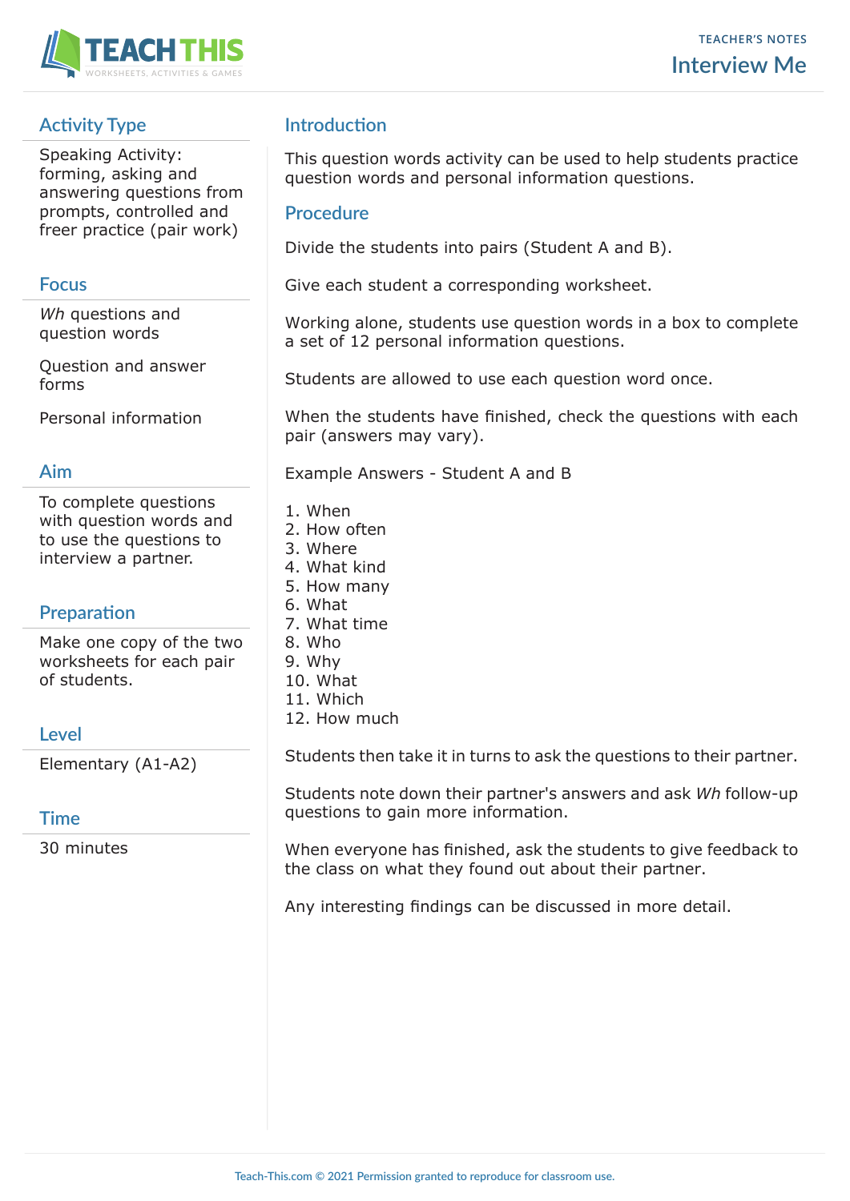# Interview Me

TEACHER'S NOTES

## Activity Type

Speaking Activity: forming, asking and answering questions from prompts, controlled and freer practice (pair work)

## Focus

*Wh* questions and question words

Question and answer forms

Personal information

## Aim

To complete questions with question words and to use the questions to interview a partner.

## Preparation

Make one copy of the two worksheets for each pair of students.

## Level

Elementary (A1-A2)

## Time

30 minutes

## Introduction

This question words activity can be used to help students practice question words and personal information questions.

## Procedure

Divide the students into pairs (Student A and B).

Give each student a corresponding worksheet.

Working alone, students use question words in a box to complete a set of 12 personal information questions.

Students are allowed to use each question word once.

When the students have finished, check the questions with each pair (answers may vary).

Example Answers - Student A and B

1. When
2. How often
3. Where
4. What kind
5. How many
6. What
7. What time
8. Who
9. Why
10. What
11. Which
12. How much

Students then take it in turns to ask the questions to their partner.

Students note down their partner's answers and ask *Wh* follow-up questions to gain more information.

When everyone has finished, ask the students to give feedback to the class on what they found out about their partner.

Any interesting findings can be discussed in more detail.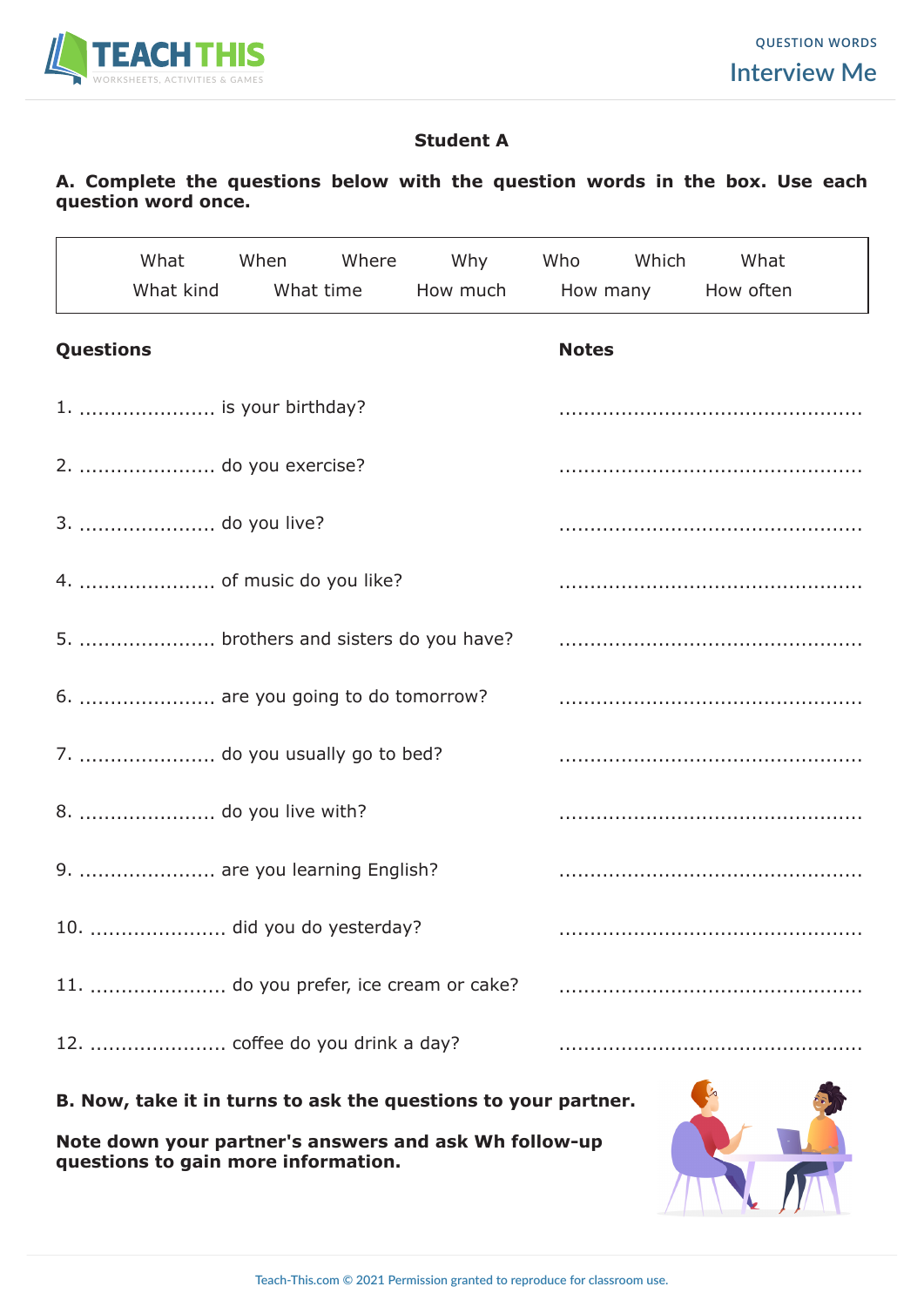**Student A**

**A. Complete the questions below with the question words in the box. Use each question word once.**

| What | When | Where | Why | Who | Which | What |
|---|---|---|---|---|---|---|
| What kind | What time | How much | How many | How often | | |

| **Questions** | **Notes** |
|---|---|
| 1. ...................... is your birthday? | ................................................. |
| 2. ...................... do you exercise? | ................................................. |
| 3. ...................... do you live? | ................................................. |
| 4. ...................... of music do you like? | ................................................. |
| 5. ...................... brothers and sisters do you have? | ................................................. |
| 6. ...................... are you going to do tomorrow? | ................................................. |
| 7. ...................... do you usually go to bed? | ................................................. |
| 8. ...................... do you live with? | ................................................. |
| 9. ...................... are you learning English? | ................................................. |
| 10. ...................... did you do yesterday? | ................................................. |
| 11. ...................... do you prefer, ice cream or cake? | ................................................. |
| 12. ...................... coffee do you drink a day? | ................................................. |

**B. Now, take it in turns to ask the questions to your partner.**

**Note down your partner's answers and ask Wh follow-up questions to gain more information.**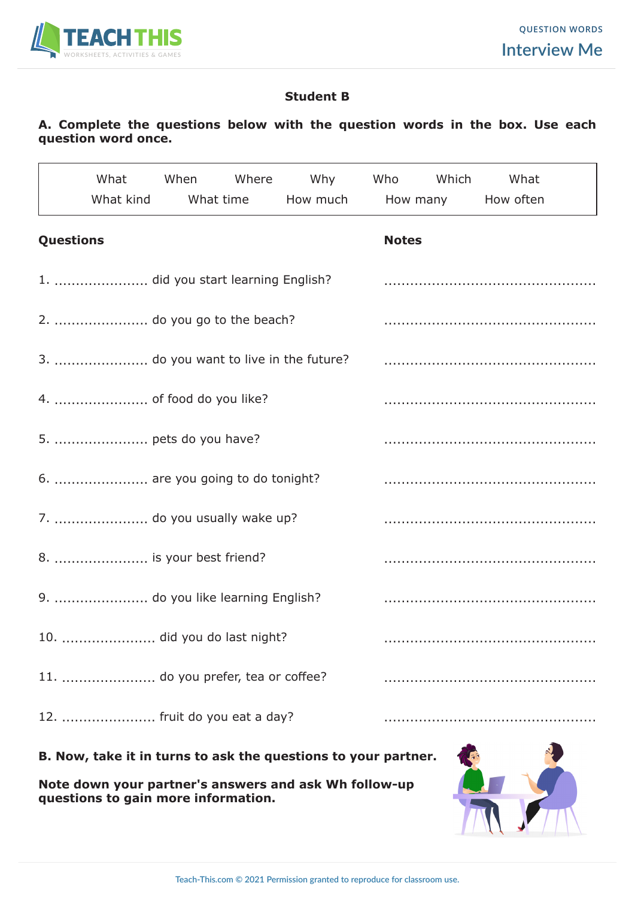**Student B**

**A. Complete the questions below with the question words in the box. Use each question word once.**

| | | | | | | |
|---|---|---|---|---|---|---|
| What | When | Where | Why | Who | Which | What |
| What kind | What time | How much | How many | How often | | |

| **Questions** | **Notes** |
|---|---|
| 1. ...................... did you start learning English? | ................................................ |
| 2. ...................... do you go to the beach? | ................................................ |
| 3. ...................... do you want to live in the future? | ................................................ |
| 4. ...................... of food do you like? | ................................................ |
| 5. ...................... pets do you have? | ................................................ |
| 6. ...................... are you going to do tonight? | ................................................ |
| 7. ...................... do you usually wake up? | ................................................ |
| 8. ...................... is your best friend? | ................................................ |
| 9. ...................... do you like learning English? | ................................................ |
| 10. ...................... did you do last night? | ................................................ |
| 11. ...................... do you prefer, tea or coffee? | ................................................ |
| 12. ...................... fruit do you eat a day? | ................................................ |

**B. Now, take it in turns to ask the questions to your partner.**

**Note down your partner's answers and ask Wh follow-up questions to gain more information.**

Teach-This.com © 2021 Permission granted to reproduce for classroom use.